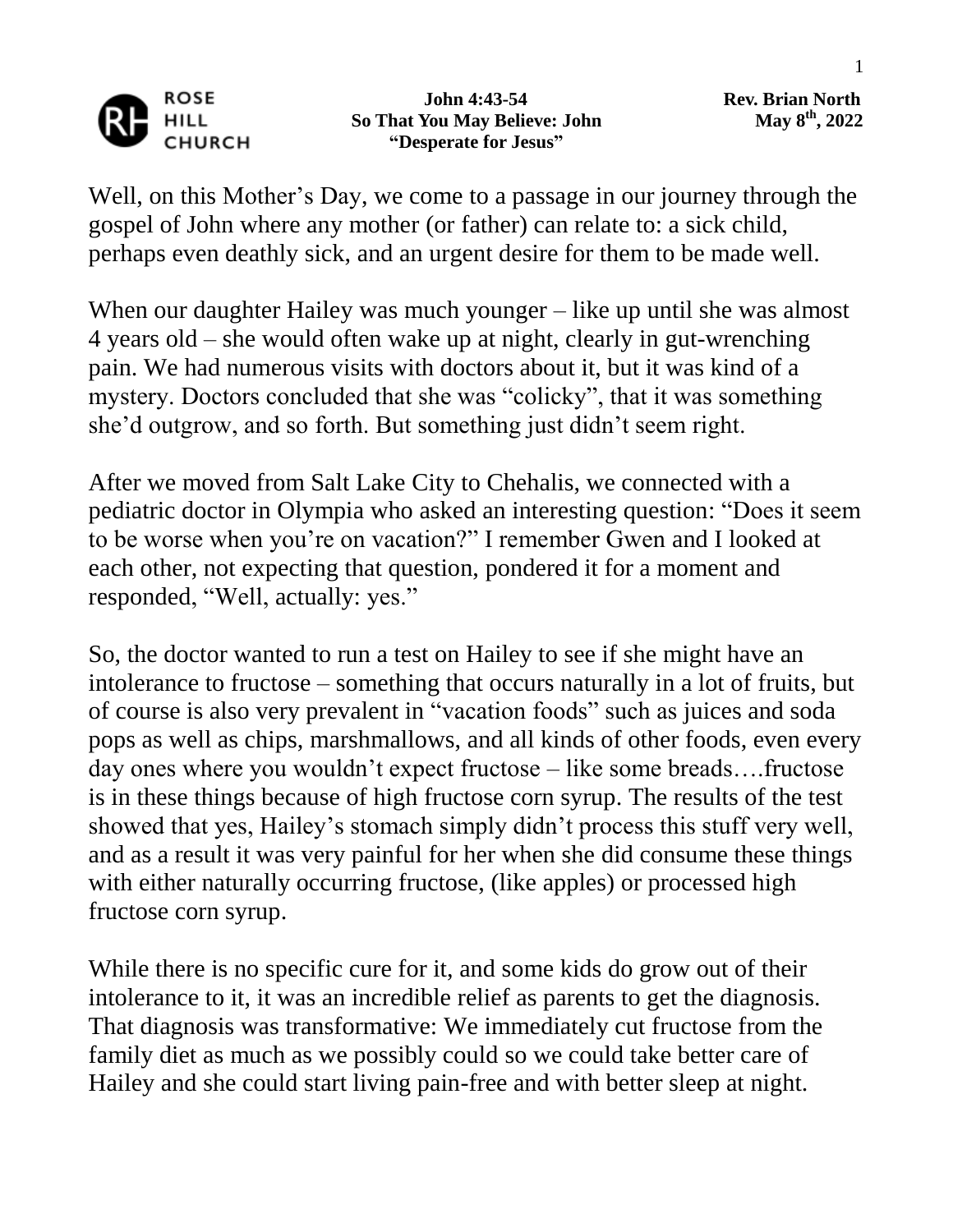**John 4:43-54**
**So That You May Believe: John**
**"Desperate for Jesus"**

**Rev. Brian North**
**May 8th, 2022**

Well, on this Mother's Day, we come to a passage in our journey through the gospel of John where any mother (or father) can relate to: a sick child, perhaps even deathly sick, and an urgent desire for them to be made well.

When our daughter Hailey was much younger – like up until she was almost 4 years old – she would often wake up at night, clearly in gut-wrenching pain. We had numerous visits with doctors about it, but it was kind of a mystery. Doctors concluded that she was "colicky", that it was something she'd outgrow, and so forth. But something just didn't seem right.

After we moved from Salt Lake City to Chehalis, we connected with a pediatric doctor in Olympia who asked an interesting question: "Does it seem to be worse when you're on vacation?" I remember Gwen and I looked at each other, not expecting that question, pondered it for a moment and responded, "Well, actually: yes."

So, the doctor wanted to run a test on Hailey to see if she might have an intolerance to fructose – something that occurs naturally in a lot of fruits, but of course is also very prevalent in "vacation foods" such as juices and soda pops as well as chips, marshmallows, and all kinds of other foods, even every day ones where you wouldn't expect fructose – like some breads….fructose is in these things because of high fructose corn syrup. The results of the test showed that yes, Hailey's stomach simply didn't process this stuff very well, and as a result it was very painful for her when she did consume these things with either naturally occurring fructose, (like apples) or processed high fructose corn syrup.

While there is no specific cure for it, and some kids do grow out of their intolerance to it, it was an incredible relief as parents to get the diagnosis. That diagnosis was transformative: We immediately cut fructose from the family diet as much as we possibly could so we could take better care of Hailey and she could start living pain-free and with better sleep at night.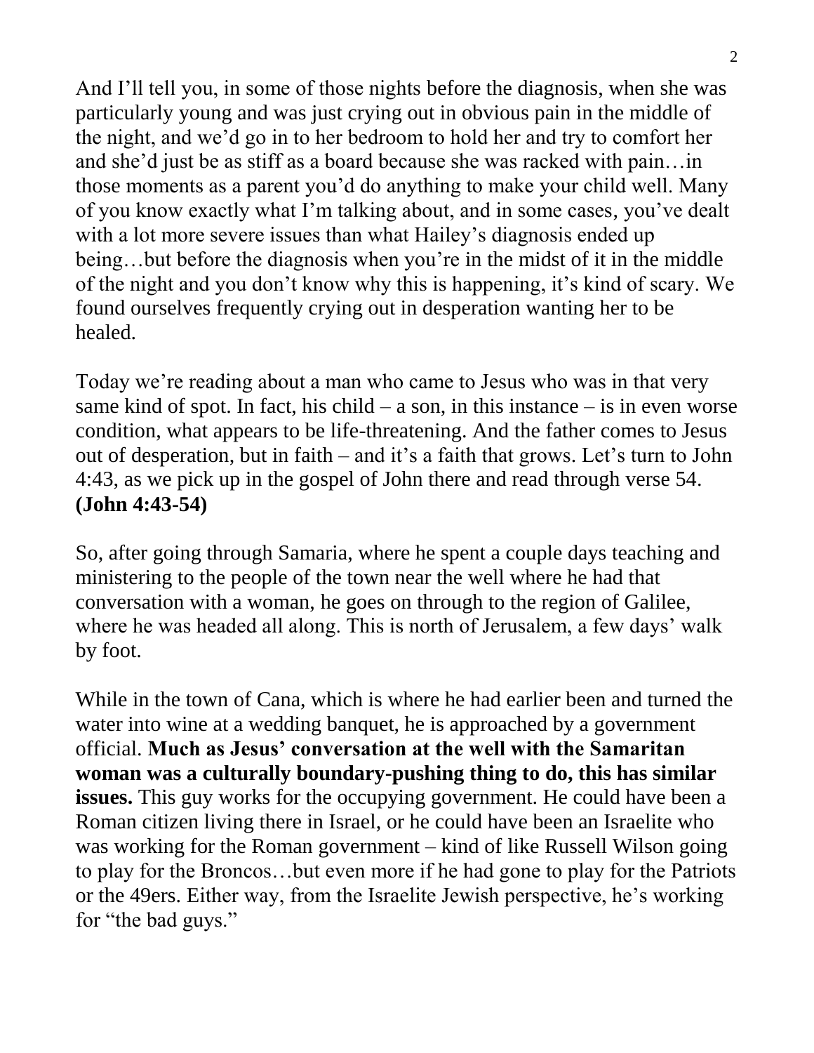And I'll tell you, in some of those nights before the diagnosis, when she was particularly young and was just crying out in obvious pain in the middle of the night, and we'd go in to her bedroom to hold her and try to comfort her and she'd just be as stiff as a board because she was racked with pain…in those moments as a parent you'd do anything to make your child well. Many of you know exactly what I'm talking about, and in some cases, you've dealt with a lot more severe issues than what Hailey's diagnosis ended up being…but before the diagnosis when you're in the midst of it in the middle of the night and you don't know why this is happening, it's kind of scary. We found ourselves frequently crying out in desperation wanting her to be healed.

Today we're reading about a man who came to Jesus who was in that very same kind of spot. In fact, his child – a son, in this instance – is in even worse condition, what appears to be life-threatening. And the father comes to Jesus out of desperation, but in faith – and it's a faith that grows. Let's turn to John 4:43, as we pick up in the gospel of John there and read through verse 54. **(John 4:43-54)**

So, after going through Samaria, where he spent a couple days teaching and ministering to the people of the town near the well where he had that conversation with a woman, he goes on through to the region of Galilee, where he was headed all along. This is north of Jerusalem, a few days' walk by foot.

While in the town of Cana, which is where he had earlier been and turned the water into wine at a wedding banquet, he is approached by a government official. **Much as Jesus' conversation at the well with the Samaritan woman was a culturally boundary-pushing thing to do, this has similar issues.** This guy works for the occupying government. He could have been a Roman citizen living there in Israel, or he could have been an Israelite who was working for the Roman government – kind of like Russell Wilson going to play for the Broncos…but even more if he had gone to play for the Patriots or the 49ers. Either way, from the Israelite Jewish perspective, he's working for "the bad guys."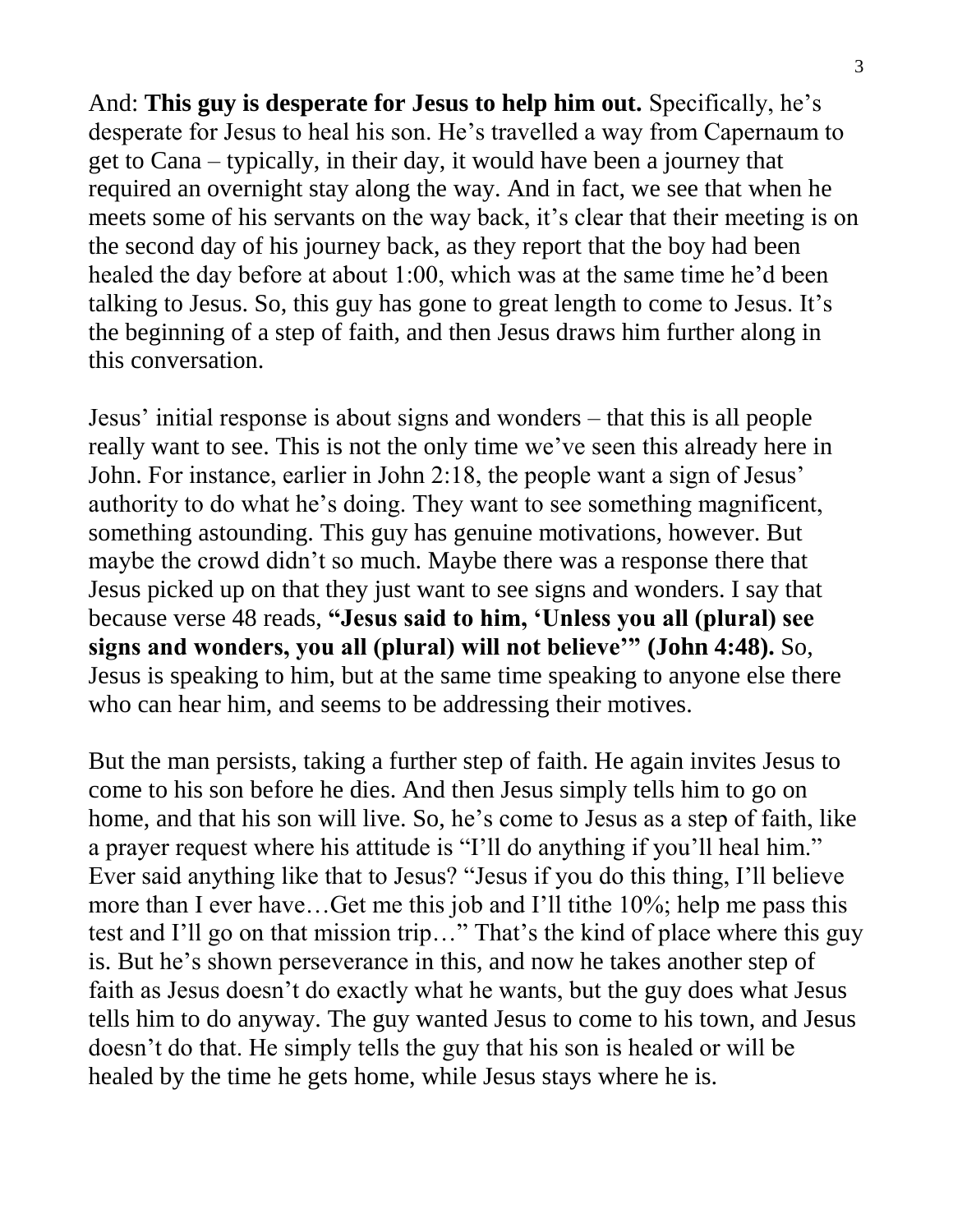And: **This guy is desperate for Jesus to help him out.** Specifically, he's desperate for Jesus to heal his son. He's travelled a way from Capernaum to get to Cana – typically, in their day, it would have been a journey that required an overnight stay along the way. And in fact, we see that when he meets some of his servants on the way back, it's clear that their meeting is on the second day of his journey back, as they report that the boy had been healed the day before at about 1:00, which was at the same time he'd been talking to Jesus. So, this guy has gone to great length to come to Jesus. It's the beginning of a step of faith, and then Jesus draws him further along in this conversation.

Jesus' initial response is about signs and wonders – that this is all people really want to see. This is not the only time we've seen this already here in John. For instance, earlier in John 2:18, the people want a sign of Jesus' authority to do what he's doing. They want to see something magnificent, something astounding. This guy has genuine motivations, however. But maybe the crowd didn't so much. Maybe there was a response there that Jesus picked up on that they just want to see signs and wonders. I say that because verse 48 reads, **"Jesus said to him, 'Unless you all (plural) see signs and wonders, you all (plural) will not believe'" (John 4:48).** So, Jesus is speaking to him, but at the same time speaking to anyone else there who can hear him, and seems to be addressing their motives.

But the man persists, taking a further step of faith. He again invites Jesus to come to his son before he dies. And then Jesus simply tells him to go on home, and that his son will live. So, he's come to Jesus as a step of faith, like a prayer request where his attitude is "I'll do anything if you'll heal him." Ever said anything like that to Jesus? "Jesus if you do this thing, I'll believe more than I ever have…Get me this job and I'll tithe 10%; help me pass this test and I'll go on that mission trip…" That's the kind of place where this guy is. But he's shown perseverance in this, and now he takes another step of faith as Jesus doesn't do exactly what he wants, but the guy does what Jesus tells him to do anyway. The guy wanted Jesus to come to his town, and Jesus doesn't do that. He simply tells the guy that his son is healed or will be healed by the time he gets home, while Jesus stays where he is.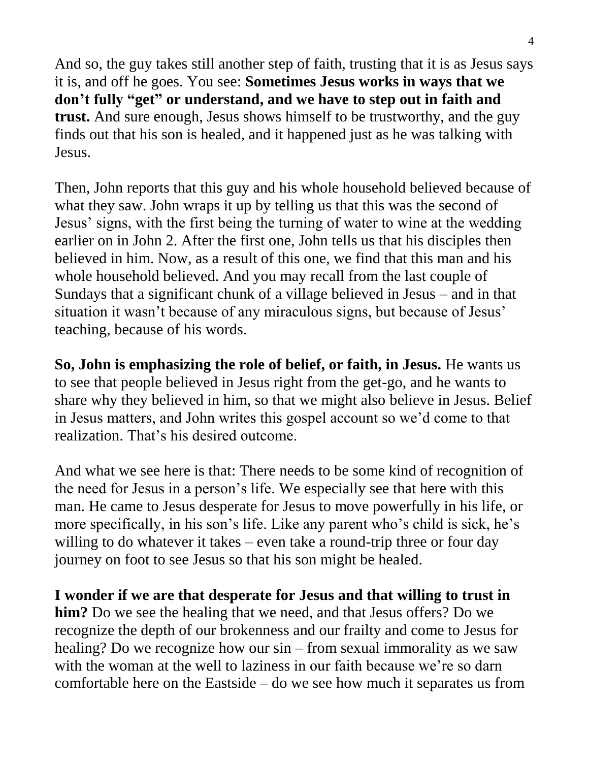And so, the guy takes still another step of faith, trusting that it is as Jesus says it is, and off he goes. You see: **Sometimes Jesus works in ways that we don't fully "get" or understand, and we have to step out in faith and trust.** And sure enough, Jesus shows himself to be trustworthy, and the guy finds out that his son is healed, and it happened just as he was talking with Jesus.

Then, John reports that this guy and his whole household believed because of what they saw. John wraps it up by telling us that this was the second of Jesus' signs, with the first being the turning of water to wine at the wedding earlier on in John 2. After the first one, John tells us that his disciples then believed in him. Now, as a result of this one, we find that this man and his whole household believed. And you may recall from the last couple of Sundays that a significant chunk of a village believed in Jesus – and in that situation it wasn't because of any miraculous signs, but because of Jesus' teaching, because of his words.

**So, John is emphasizing the role of belief, or faith, in Jesus.** He wants us to see that people believed in Jesus right from the get-go, and he wants to share why they believed in him, so that we might also believe in Jesus. Belief in Jesus matters, and John writes this gospel account so we'd come to that realization. That's his desired outcome.

And what we see here is that: There needs to be some kind of recognition of the need for Jesus in a person's life. We especially see that here with this man. He came to Jesus desperate for Jesus to move powerfully in his life, or more specifically, in his son's life. Like any parent who's child is sick, he's willing to do whatever it takes – even take a round-trip three or four day journey on foot to see Jesus so that his son might be healed.

**I wonder if we are that desperate for Jesus and that willing to trust in him?** Do we see the healing that we need, and that Jesus offers? Do we recognize the depth of our brokenness and our frailty and come to Jesus for healing? Do we recognize how our sin – from sexual immorality as we saw with the woman at the well to laziness in our faith because we're so darn comfortable here on the Eastside – do we see how much it separates us from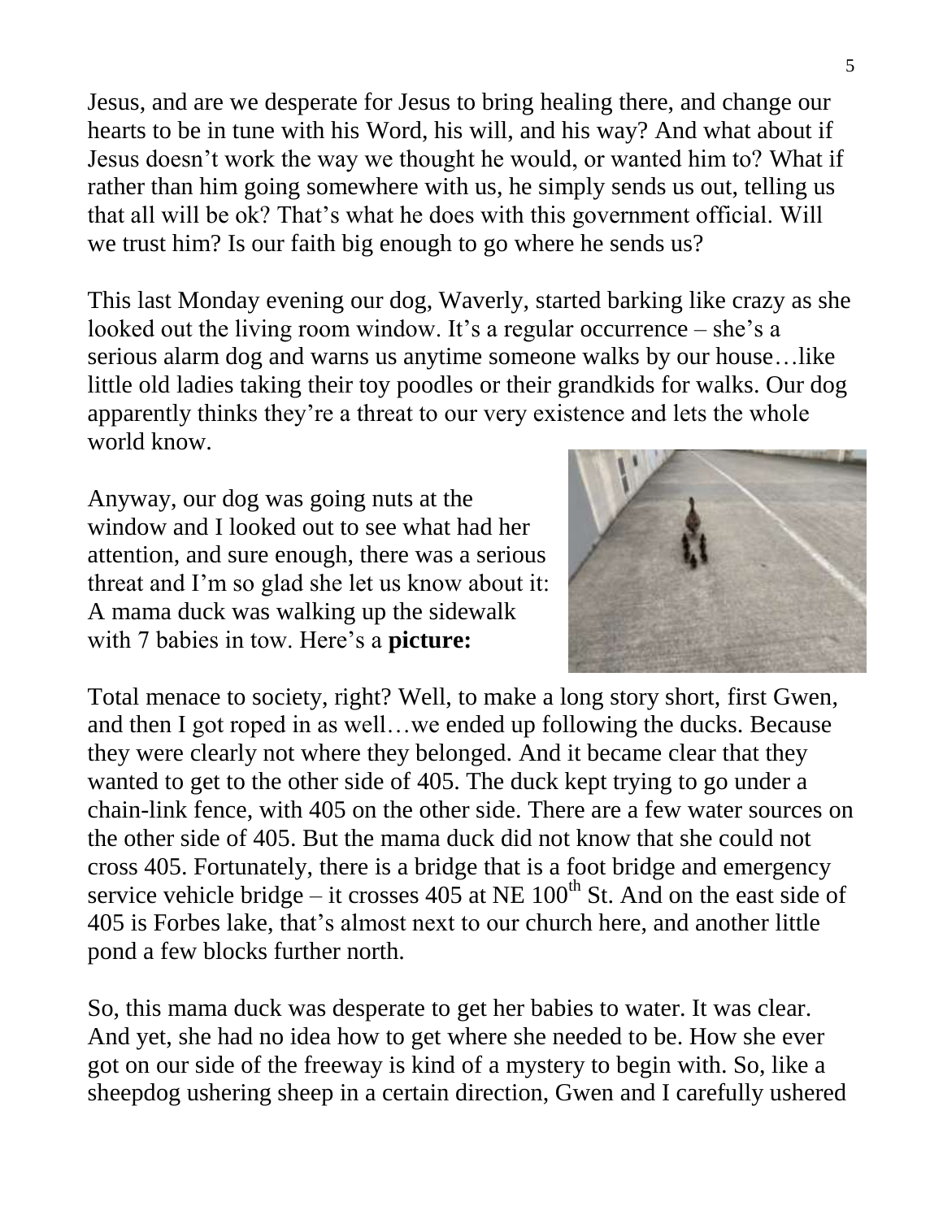Jesus, and are we desperate for Jesus to bring healing there, and change our hearts to be in tune with his Word, his will, and his way? And what about if Jesus doesn't work the way we thought he would, or wanted him to? What if rather than him going somewhere with us, he simply sends us out, telling us that all will be ok? That's what he does with this government official. Will we trust him? Is our faith big enough to go where he sends us?

This last Monday evening our dog, Waverly, started barking like crazy as she looked out the living room window. It's a regular occurrence – she's a serious alarm dog and warns us anytime someone walks by our house…like little old ladies taking their toy poodles or their grandkids for walks. Our dog apparently thinks they're a threat to our very existence and lets the whole world know.

Anyway, our dog was going nuts at the window and I looked out to see what had her attention, and sure enough, there was a serious threat and I'm so glad she let us know about it: A mama duck was walking up the sidewalk with 7 babies in tow. Here's a **picture:**

Total menace to society, right? Well, to make a long story short, first Gwen, and then I got roped in as well…we ended up following the ducks. Because they were clearly not where they belonged. And it became clear that they wanted to get to the other side of 405. The duck kept trying to go under a chain-link fence, with 405 on the other side. There are a few water sources on the other side of 405. But the mama duck did not know that she could not cross 405. Fortunately, there is a bridge that is a foot bridge and emergency service vehicle bridge – it crosses 405 at NE 100th St. And on the east side of 405 is Forbes lake, that's almost next to our church here, and another little pond a few blocks further north.

So, this mama duck was desperate to get her babies to water. It was clear. And yet, she had no idea how to get where she needed to be. How she ever got on our side of the freeway is kind of a mystery to begin with. So, like a sheepdog ushering sheep in a certain direction, Gwen and I carefully ushered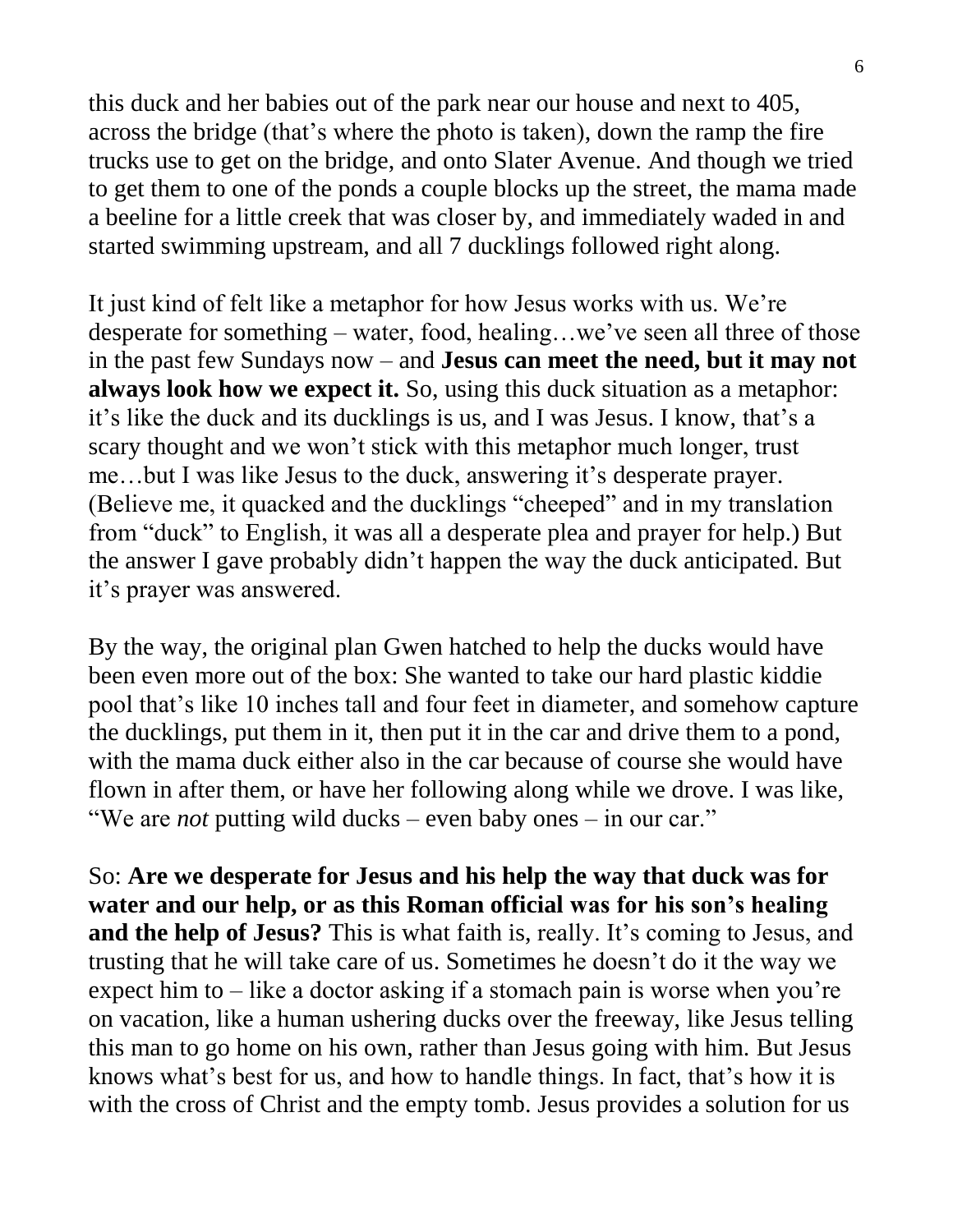this duck and her babies out of the park near our house and next to 405, across the bridge (that's where the photo is taken), down the ramp the fire trucks use to get on the bridge, and onto Slater Avenue. And though we tried to get them to one of the ponds a couple blocks up the street, the mama made a beeline for a little creek that was closer by, and immediately waded in and started swimming upstream, and all 7 ducklings followed right along.

It just kind of felt like a metaphor for how Jesus works with us. We're desperate for something – water, food, healing…we've seen all three of those in the past few Sundays now – and **Jesus can meet the need, but it may not always look how we expect it.** So, using this duck situation as a metaphor: it's like the duck and its ducklings is us, and I was Jesus. I know, that's a scary thought and we won't stick with this metaphor much longer, trust me…but I was like Jesus to the duck, answering it's desperate prayer. (Believe me, it quacked and the ducklings "cheeped" and in my translation from "duck" to English, it was all a desperate plea and prayer for help.) But the answer I gave probably didn't happen the way the duck anticipated. But it's prayer was answered.

By the way, the original plan Gwen hatched to help the ducks would have been even more out of the box: She wanted to take our hard plastic kiddie pool that's like 10 inches tall and four feet in diameter, and somehow capture the ducklings, put them in it, then put it in the car and drive them to a pond, with the mama duck either also in the car because of course she would have flown in after them, or have her following along while we drove. I was like, "We are *not* putting wild ducks – even baby ones – in our car."

So: **Are we desperate for Jesus and his help the way that duck was for water and our help, or as this Roman official was for his son's healing and the help of Jesus?** This is what faith is, really. It's coming to Jesus, and trusting that he will take care of us. Sometimes he doesn't do it the way we expect him to – like a doctor asking if a stomach pain is worse when you're on vacation, like a human ushering ducks over the freeway, like Jesus telling this man to go home on his own, rather than Jesus going with him. But Jesus knows what's best for us, and how to handle things. In fact, that's how it is with the cross of Christ and the empty tomb. Jesus provides a solution for us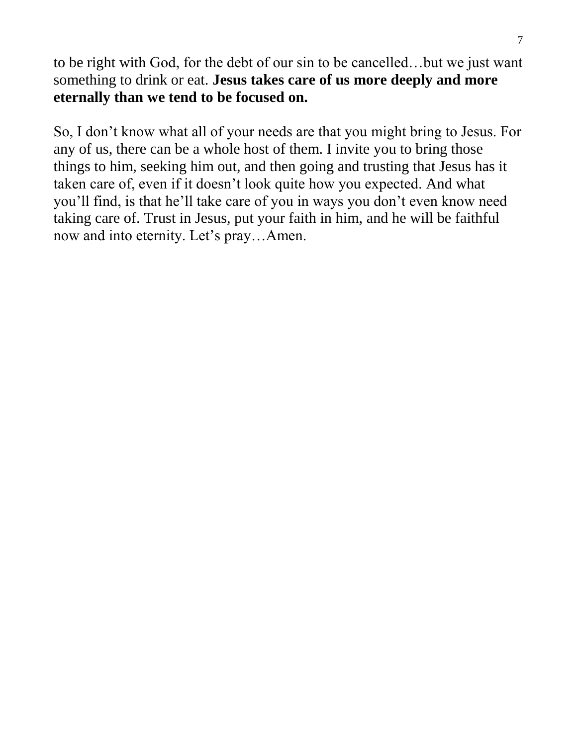to be right with God, for the debt of our sin to be cancelled…but we just want something to drink or eat. **Jesus takes care of us more deeply and more eternally than we tend to be focused on.**

So, I don't know what all of your needs are that you might bring to Jesus. For any of us, there can be a whole host of them. I invite you to bring those things to him, seeking him out, and then going and trusting that Jesus has it taken care of, even if it doesn't look quite how you expected. And what you'll find, is that he'll take care of you in ways you don't even know need taking care of. Trust in Jesus, put your faith in him, and he will be faithful now and into eternity. Let's pray…Amen.